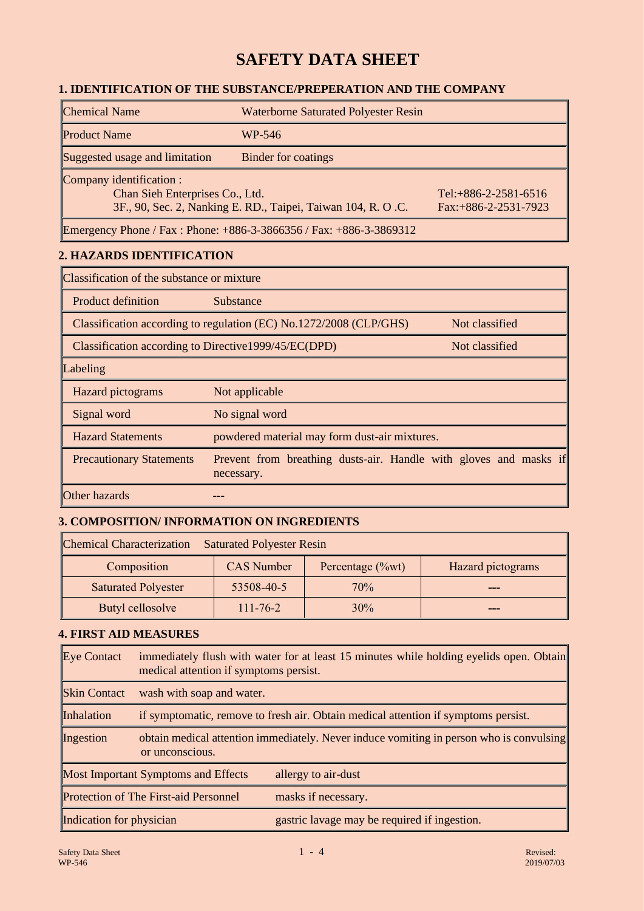# SAFETY DATA SHEET

## 1. IDENTIFICATION OF THE SUBSTANCE/PREPERATION AND THE COMPANY

| | |
|---|---|
| Chemical Name | Waterborne Saturated Polyester Resin |
| Product Name | WP-546 |
| Suggested usage and limitation | Binder for coatings |
| Company identification : Chan Sieh Enterprises Co., Ltd. 3F., 90, Sec. 2, Nanking E. RD., Taipei, Taiwan 104, R. O .C. | Tel:+886-2-2581-6516 Fax:+886-2-2531-7923 |
| Emergency Phone / Fax : Phone: +886-3-3866356 / Fax: +886-3-3869312 | |

## 2. HAZARDS IDENTIFICATION

| | |
|---|---|
| **Classification of the substance or mixture** | |
| Product definition | Substance |
| Classification according to regulation (EC) No.1272/2008 (CLP/GHS) | Not classified |
| Classification according to Directive1999/45/EC(DPD) | Not classified |
| **Labeling** | |
| Hazard pictograms | Not applicable |
| Signal word | No signal word |
| Hazard Statements | powdered material may form dust-air mixtures. |
| Precautionary Statements | Prevent from breathing dusts-air. Handle with gloves and masks if necessary. |
| Other hazards | --- |

## 3. COMPOSITION/ INFORMATION ON INGREDIENTS

Chemical Characterization Saturated Polyester Resin

| Composition | CAS Number | Percentage (%wt) | Hazard pictograms |
|---|---|---|---|
| Saturated Polyester | 53508-40-5 | 70% | --- |
| Butyl cellosolve | 111-76-2 | 30% | --- |

## 4. FIRST AID MEASURES

| | |
|---|---|
| Eye Contact | immediately flush with water for at least 15 minutes while holding eyelids open. Obtain medical attention if symptoms persist. |
| Skin Contact | wash with soap and water. |
| Inhalation | if symptomatic, remove to fresh air. Obtain medical attention if symptoms persist. |
| Ingestion | obtain medical attention immediately. Never induce vomiting in person who is convulsing or unconscious. |
| Most Important Symptoms and Effects | allergy to air-dust |
| Protection of The First-aid Personnel | masks if necessary. |
| Indication for physician | gastric lavage may be required if ingestion. |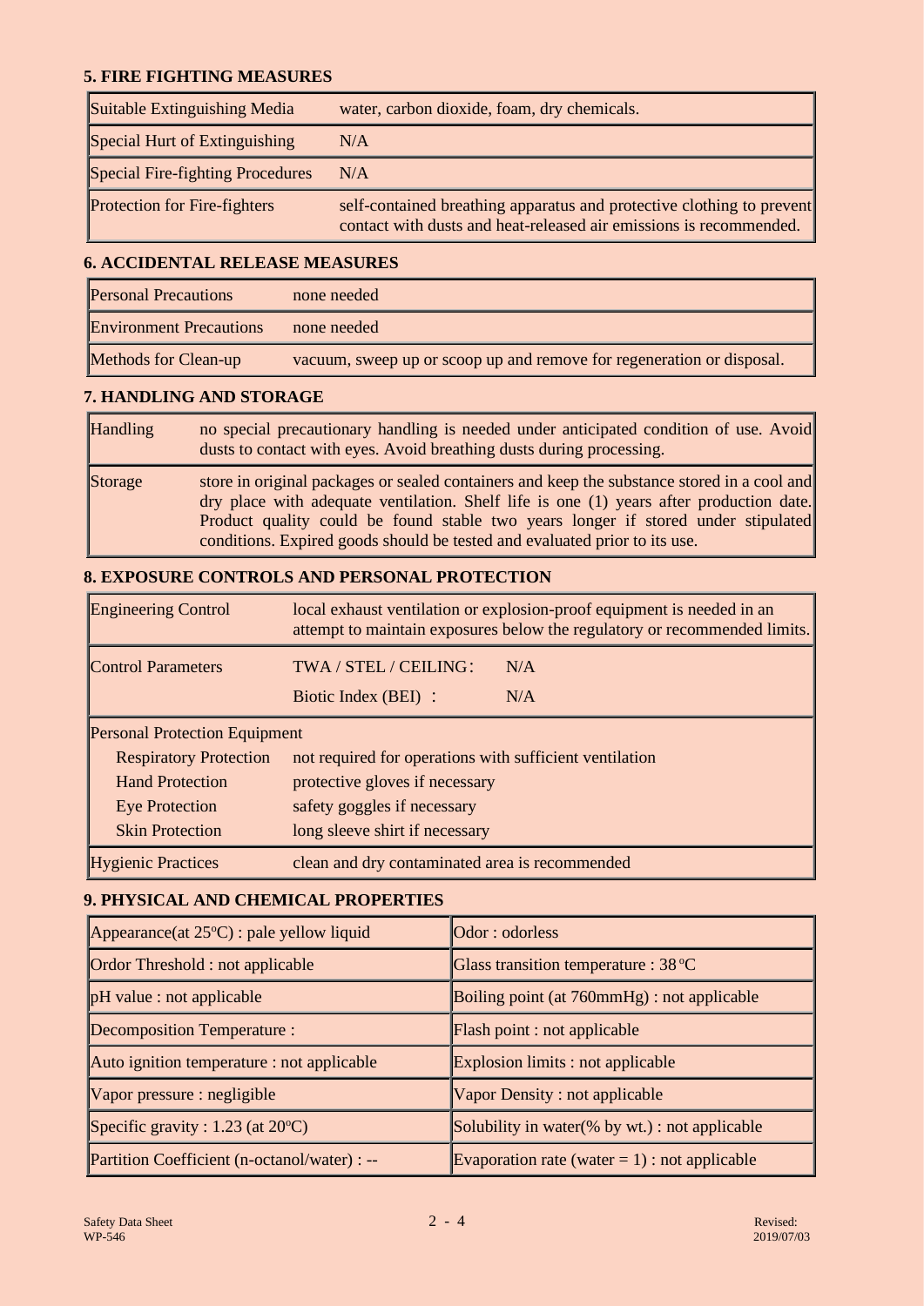## 5. FIRE FIGHTING MEASURES

| | |
|---|---|
| Suitable Extinguishing Media | water, carbon dioxide, foam, dry chemicals. |
| Special Hurt of Extinguishing | N/A |
| Special Fire-fighting Procedures | N/A |
| Protection for Fire-fighters | self-contained breathing apparatus and protective clothing to prevent contact with dusts and heat-released air emissions is recommended. |

## 6. ACCIDENTAL RELEASE MEASURES

| | |
|---|---|
| Personal Precautions | none needed |
| Environment Precautions | none needed |
| Methods for Clean-up | vacuum, sweep up or scoop up and remove for regeneration or disposal. |

## 7. HANDLING AND STORAGE

| | |
|---|---|
| Handling | no special precautionary handling is needed under anticipated condition of use. Avoid dusts to contact with eyes. Avoid breathing dusts during processing. |
| Storage | store in original packages or sealed containers and keep the substance stored in a cool and dry place with adequate ventilation. Shelf life is one (1) years after production date. Product quality could be found stable two years longer if stored under stipulated conditions. Expired goods should be tested and evaluated prior to its use. |

## 8. EXPOSURE CONTROLS AND PERSONAL PROTECTION

| | | |
|---|---|---|
| Engineering Control | local exhaust ventilation or explosion-proof equipment is needed in an attempt to maintain exposures below the regulatory or recommended limits. | |
| Control Parameters | TWA / STEL / CEILING： | N/A |
| | Biotic Index (BEI) ： | N/A |
| Personal Protection Equipment | | |
| Respiratory Protection | not required for operations with sufficient ventilation | |
| Hand Protection | protective gloves if necessary | |
| Eye Protection | safety goggles if necessary | |
| Skin Protection | long sleeve shirt if necessary | |
| Hygienic Practices | clean and dry contaminated area is recommended | |

## 9. PHYSICAL AND CHEMICAL PROPERTIES

| | |
|---|---|
| Appearance(at 25°C) : pale yellow liquid | Odor : odorless |
| Ordor Threshold : not applicable | Glass transition temperature : 38 °C |
| pH value : not applicable | Boiling point (at 760mmHg) : not applicable |
| Decomposition Temperature : | Flash point : not applicable |
| Auto ignition temperature : not applicable | Explosion limits : not applicable |
| Vapor pressure : negligible | Vapor Density : not applicable |
| Specific gravity : 1.23 (at 20°C) | Solubility in water(% by wt.) : not applicable |
| Partition Coefficient (n-octanol/water) : -- | Evaporation rate (water = 1) : not applicable |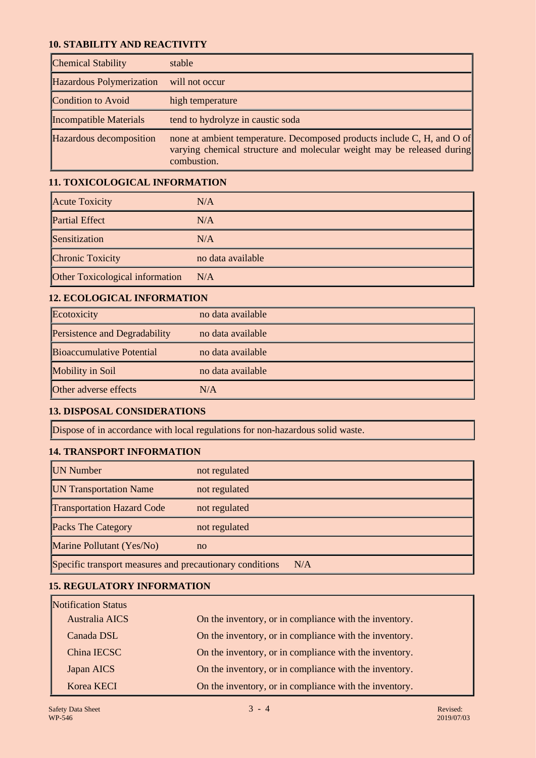## 10. STABILITY AND REACTIVITY

| | |
|---|---|
| Chemical Stability | stable |
| Hazardous Polymerization | will not occur |
| Condition to Avoid | high temperature |
| Incompatible Materials | tend to hydrolyze in caustic soda |
| Hazardous decomposition | none at ambient temperature. Decomposed products include C, H, and O of varying chemical structure and molecular weight may be released during combustion. |

## 11. TOXICOLOGICAL INFORMATION

| | |
|---|---|
| Acute Toxicity | N/A |
| Partial Effect | N/A |
| Sensitization | N/A |
| Chronic Toxicity | no data available |
| Other Toxicological information | N/A |

## 12. ECOLOGICAL INFORMATION

| | |
|---|---|
| Ecotoxicity | no data available |
| Persistence and Degradability | no data available |
| Bioaccumulative Potential | no data available |
| Mobility in Soil | no data available |
| Other adverse effects | N/A |

## 13. DISPOSAL CONSIDERATIONS

Dispose of in accordance with local regulations for non-hazardous solid waste.

## 14. TRANSPORT INFORMATION

| | |
|---|---|
| UN Number | not regulated |
| UN Transportation Name | not regulated |
| Transportation Hazard Code | not regulated |
| Packs The Category | not regulated |
| Marine Pollutant (Yes/No) | no |
| Specific transport measures and precautionary conditions | N/A |

## 15. REGULATORY INFORMATION

| Notification Status | |
|---|---|
| Australia AICS | On the inventory, or in compliance with the inventory. |
| Canada DSL | On the inventory, or in compliance with the inventory. |
| China IECSC | On the inventory, or in compliance with the inventory. |
| Japan AICS | On the inventory, or in compliance with the inventory. |
| Korea KECI | On the inventory, or in compliance with the inventory. |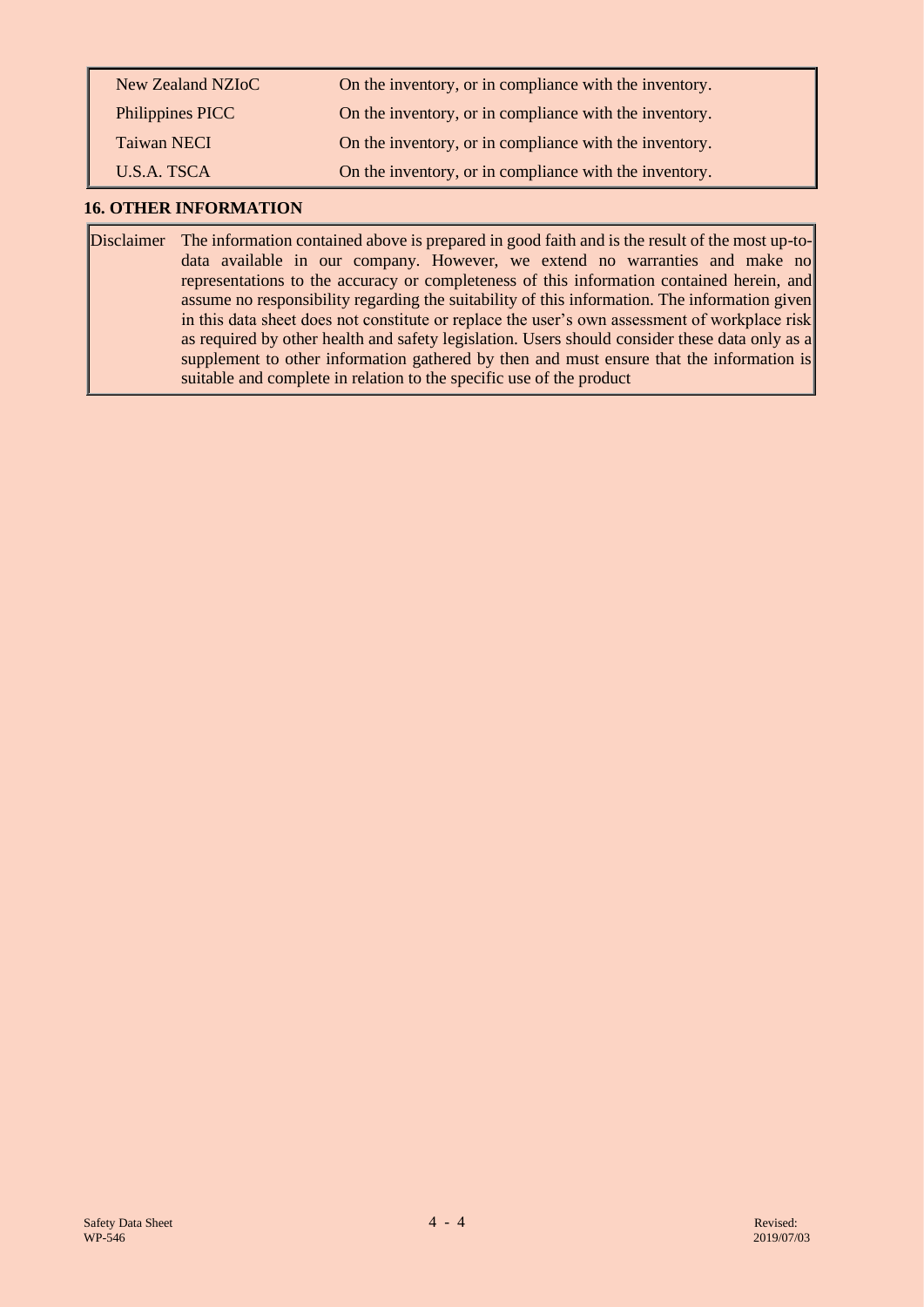| | |
|---|---|
| New Zealand NZIoC | On the inventory, or in compliance with the inventory. |
| Philippines PICC | On the inventory, or in compliance with the inventory. |
| Taiwan NECI | On the inventory, or in compliance with the inventory. |
| U.S.A. TSCA | On the inventory, or in compliance with the inventory. |

## 16. OTHER INFORMATION

| | |
|---|---|
| Disclaimer | The information contained above is prepared in good faith and is the result of the most up-to-data available in our company. However, we extend no warranties and make no representations to the accuracy or completeness of this information contained herein, and assume no responsibility regarding the suitability of this information. The information given in this data sheet does not constitute or replace the user's own assessment of workplace risk as required by other health and safety legislation. Users should consider these data only as a supplement to other information gathered by then and must ensure that the information is suitable and complete in relation to the specific use of the product |

Safety Data Sheet
WP-546

Revised:
2019/07/03